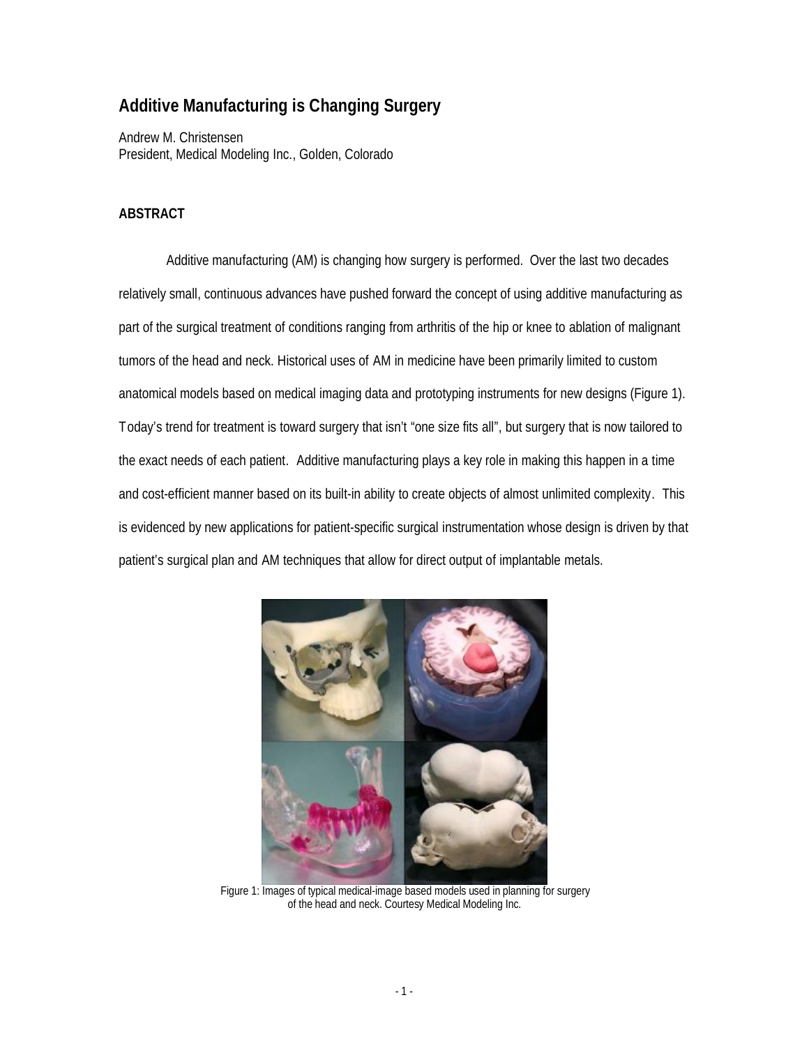# Additive Manufacturing is Changing Surgery

Andrew M. Christensen
President, Medical Modeling Inc., Golden, Colorado

## ABSTRACT

Additive manufacturing (AM) is changing how surgery is performed. Over the last two decades relatively small, continuous advances have pushed forward the concept of using additive manufacturing as part of the surgical treatment of conditions ranging from arthritis of the hip or knee to ablation of malignant tumors of the head and neck. Historical uses of AM in medicine have been primarily limited to custom anatomical models based on medical imaging data and prototyping instruments for new designs (Figure 1). Today's trend for treatment is toward surgery that isn't "one size fits all", but surgery that is now tailored to the exact needs of each patient. Additive manufacturing plays a key role in making this happen in a time and cost-efficient manner based on its built-in ability to create objects of almost unlimited complexity. This is evidenced by new applications for patient-specific surgical instrumentation whose design is driven by that patient's surgical plan and AM techniques that allow for direct output of implantable metals.

Figure 1: Images of typical medical-image based models used in planning for surgery of the head and neck. Courtesy Medical Modeling Inc.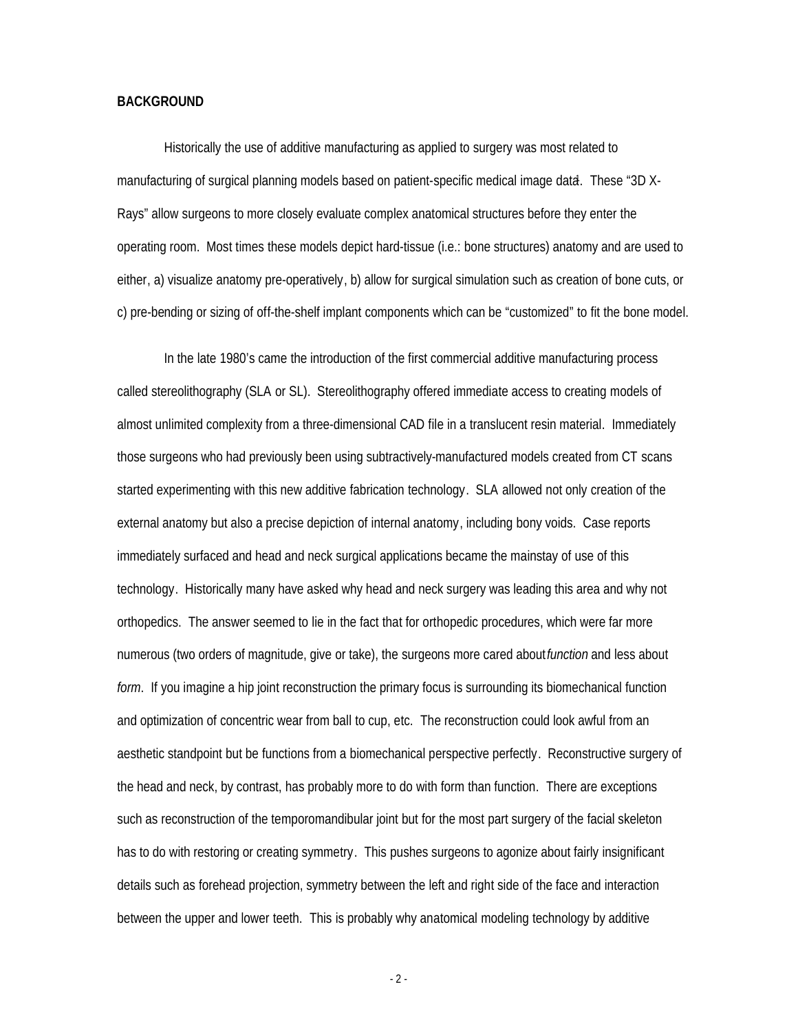**BACKGROUND**

Historically the use of additive manufacturing as applied to surgery was most related to manufacturing of surgical planning models based on patient-specific medical image data[1]. These "3D X-Rays" allow surgeons to more closely evaluate complex anatomical structures before they enter the operating room. Most times these models depict hard-tissue (i.e.: bone structures) anatomy and are used to either, a) visualize anatomy pre-operatively, b) allow for surgical simulation such as creation of bone cuts, or c) pre-bending or sizing of off-the-shelf implant components which can be "customized" to fit the bone model.

In the late 1980's came the introduction of the first commercial additive manufacturing process called stereolithography (SLA or SL). Stereolithography offered immediate access to creating models of almost unlimited complexity from a three-dimensional CAD file in a translucent resin material. Immediately those surgeons who had previously been using subtractively-manufactured models created from CT scans started experimenting with this new additive fabrication technology. SLA allowed not only creation of the external anatomy but also a precise depiction of internal anatomy, including bony voids. Case reports immediately surfaced and head and neck surgical applications became the mainstay of use of this technology. Historically many have asked why head and neck surgery was leading this area and why not orthopedics. The answer seemed to lie in the fact that for orthopedic procedures, which were far more numerous (two orders of magnitude, give or take), the surgeons more cared about *function* and less about *form*. If you imagine a hip joint reconstruction the primary focus is surrounding its biomechanical function and optimization of concentric wear from ball to cup, etc. The reconstruction could look awful from an aesthetic standpoint but be functions from a biomechanical perspective perfectly. Reconstructive surgery of the head and neck, by contrast, has probably more to do with form than function. There are exceptions such as reconstruction of the temporomandibular joint but for the most part surgery of the facial skeleton has to do with restoring or creating symmetry. This pushes surgeons to agonize about fairly insignificant details such as forehead projection, symmetry between the left and right side of the face and interaction between the upper and lower teeth. This is probably why anatomical modeling technology by additive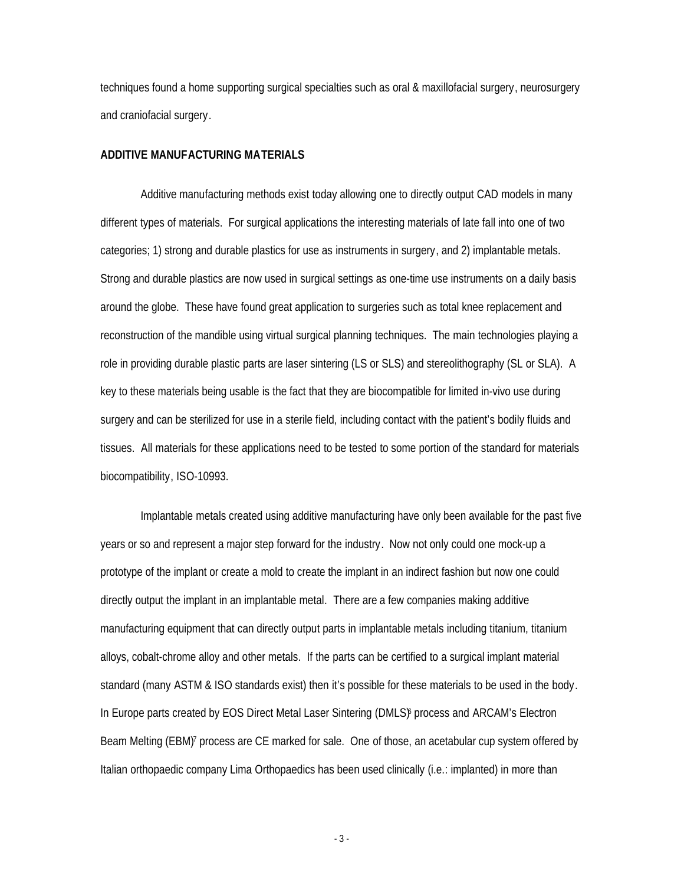techniques found a home supporting surgical specialties such as oral & maxillofacial surgery, neurosurgery and craniofacial surgery.

## ADDITIVE MANUFACTURING MATERIALS

Additive manufacturing methods exist today allowing one to directly output CAD models in many different types of materials. For surgical applications the interesting materials of late fall into one of two categories; 1) strong and durable plastics for use as instruments in surgery, and 2) implantable metals. Strong and durable plastics are now used in surgical settings as one-time use instruments on a daily basis around the globe. These have found great application to surgeries such as total knee replacement and reconstruction of the mandible using virtual surgical planning techniques. The main technologies playing a role in providing durable plastic parts are laser sintering (LS or SLS) and stereolithography (SL or SLA). A key to these materials being usable is the fact that they are biocompatible for limited in-vivo use during surgery and can be sterilized for use in a sterile field, including contact with the patient's bodily fluids and tissues. All materials for these applications need to be tested to some portion of the standard for materials biocompatibility, ISO-10993.

Implantable metals created using additive manufacturing have only been available for the past five years or so and represent a major step forward for the industry. Now not only could one mock-up a prototype of the implant or create a mold to create the implant in an indirect fashion but now one could directly output the implant in an implantable metal. There are a few companies making additive manufacturing equipment that can directly output parts in implantable metals including titanium, titanium alloys, cobalt-chrome alloy and other metals. If the parts can be certified to a surgical implant material standard (many ASTM & ISO standards exist) then it's possible for these materials to be used in the body. In Europe parts created by EOS Direct Metal Laser Sintering (DMLS)[6] process and ARCAM's Electron Beam Melting (EBM)[7] process are CE marked for sale. One of those, an acetabular cup system offered by Italian orthopaedic company Lima Orthopaedics has been used clinically (i.e.: implanted) in more than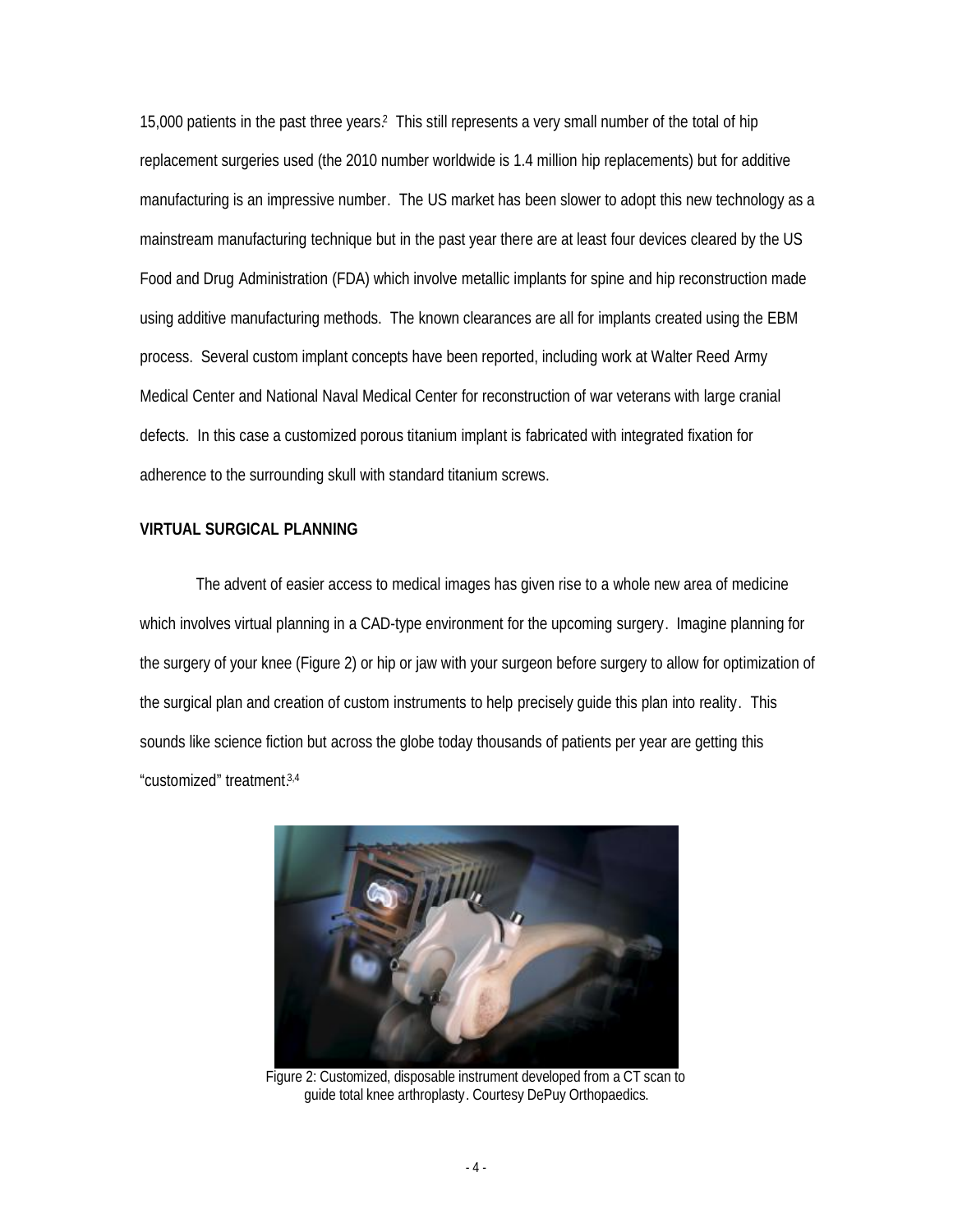15,000 patients in the past three years.[2] This still represents a very small number of the total of hip replacement surgeries used (the 2010 number worldwide is 1.4 million hip replacements) but for additive manufacturing is an impressive number. The US market has been slower to adopt this new technology as a mainstream manufacturing technique but in the past year there are at least four devices cleared by the US Food and Drug Administration (FDA) which involve metallic implants for spine and hip reconstruction made using additive manufacturing methods. The known clearances are all for implants created using the EBM process. Several custom implant concepts have been reported, including work at Walter Reed Army Medical Center and National Naval Medical Center for reconstruction of war veterans with large cranial defects. In this case a customized porous titanium implant is fabricated with integrated fixation for adherence to the surrounding skull with standard titanium screws.

**VIRTUAL SURGICAL PLANNING**

The advent of easier access to medical images has given rise to a whole new area of medicine which involves virtual planning in a CAD-type environment for the upcoming surgery. Imagine planning for the surgery of your knee (Figure 2) or hip or jaw with your surgeon before surgery to allow for optimization of the surgical plan and creation of custom instruments to help precisely guide this plan into reality. This sounds like science fiction but across the globe today thousands of patients per year are getting this "customized" treatment.[3,4]

Figure 2: Customized, disposable instrument developed from a CT scan to guide total knee arthroplasty. Courtesy DePuy Orthopaedics.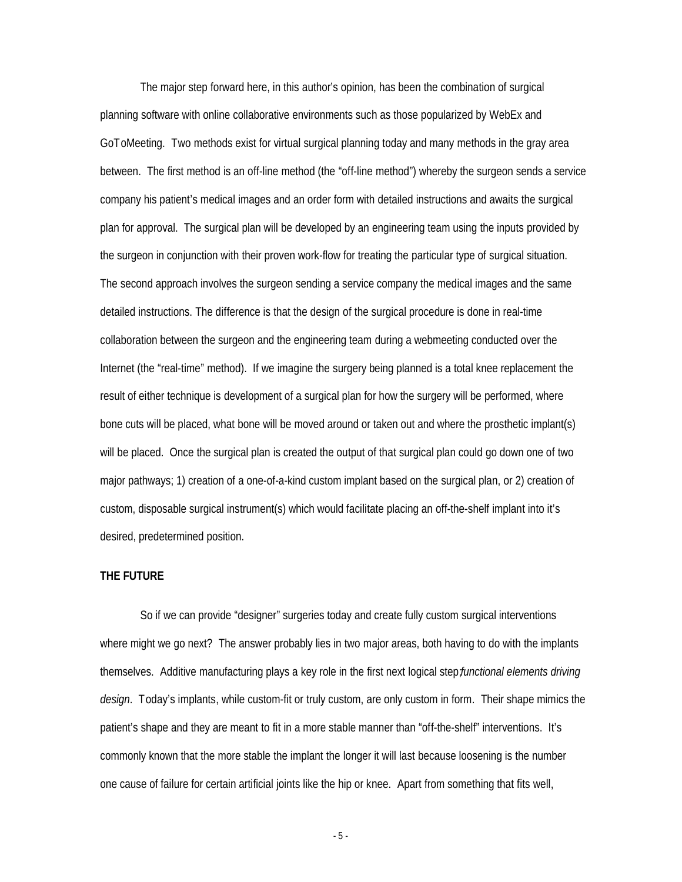The major step forward here, in this author's opinion, has been the combination of surgical planning software with online collaborative environments such as those popularized by WebEx and GoToMeeting. Two methods exist for virtual surgical planning today and many methods in the gray area between. The first method is an off-line method (the "off-line method") whereby the surgeon sends a service company his patient's medical images and an order form with detailed instructions and awaits the surgical plan for approval. The surgical plan will be developed by an engineering team using the inputs provided by the surgeon in conjunction with their proven work-flow for treating the particular type of surgical situation. The second approach involves the surgeon sending a service company the medical images and the same detailed instructions. The difference is that the design of the surgical procedure is done in real-time collaboration between the surgeon and the engineering team during a webmeeting conducted over the Internet (the "real-time" method). If we imagine the surgery being planned is a total knee replacement the result of either technique is development of a surgical plan for how the surgery will be performed, where bone cuts will be placed, what bone will be moved around or taken out and where the prosthetic implant(s) will be placed. Once the surgical plan is created the output of that surgical plan could go down one of two major pathways; 1) creation of a one-of-a-kind custom implant based on the surgical plan, or 2) creation of custom, disposable surgical instrument(s) which would facilitate placing an off-the-shelf implant into it's desired, predetermined position.

**THE FUTURE**

So if we can provide "designer" surgeries today and create fully custom surgical interventions where might we go next? The answer probably lies in two major areas, both having to do with the implants themselves. Additive manufacturing plays a key role in the first next logical step; *functional elements driving design*. Today's implants, while custom-fit or truly custom, are only custom in form. Their shape mimics the patient's shape and they are meant to fit in a more stable manner than "off-the-shelf" interventions. It's commonly known that the more stable the implant the longer it will last because loosening is the number one cause of failure for certain artificial joints like the hip or knee. Apart from something that fits well,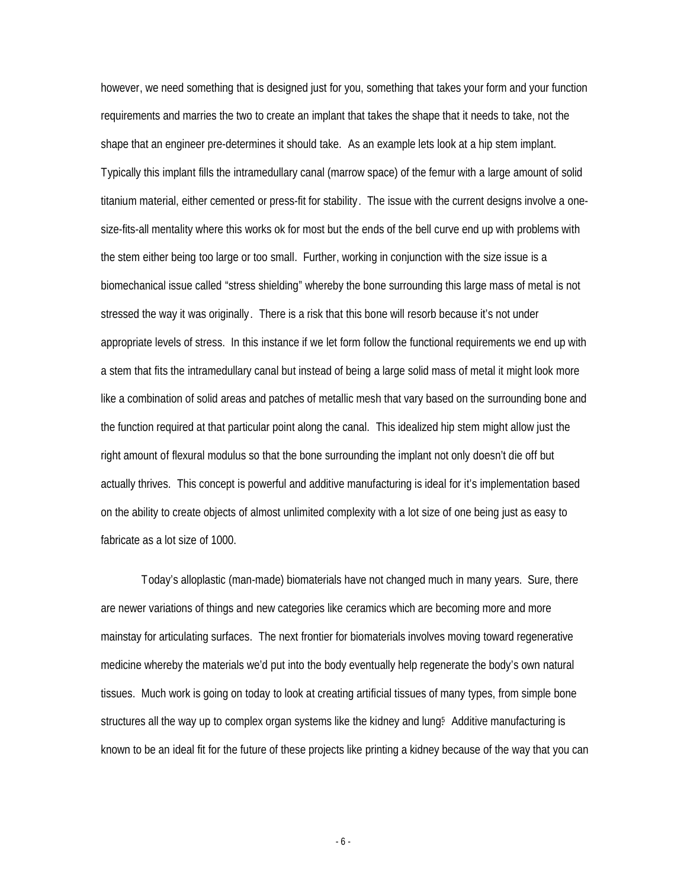however, we need something that is designed just for you, something that takes your form and your function requirements and marries the two to create an implant that takes the shape that it needs to take, not the shape that an engineer pre-determines it should take. As an example lets look at a hip stem implant. Typically this implant fills the intramedullary canal (marrow space) of the femur with a large amount of solid titanium material, either cemented or press-fit for stability. The issue with the current designs involve a one-size-fits-all mentality where this works ok for most but the ends of the bell curve end up with problems with the stem either being too large or too small. Further, working in conjunction with the size issue is a biomechanical issue called "stress shielding" whereby the bone surrounding this large mass of metal is not stressed the way it was originally. There is a risk that this bone will resorb because it's not under appropriate levels of stress. In this instance if we let form follow the functional requirements we end up with a stem that fits the intramedullary canal but instead of being a large solid mass of metal it might look more like a combination of solid areas and patches of metallic mesh that vary based on the surrounding bone and the function required at that particular point along the canal. This idealized hip stem might allow just the right amount of flexural modulus so that the bone surrounding the implant not only doesn't die off but actually thrives. This concept is powerful and additive manufacturing is ideal for it's implementation based on the ability to create objects of almost unlimited complexity with a lot size of one being just as easy to fabricate as a lot size of 1000.

Today's alloplastic (man-made) biomaterials have not changed much in many years. Sure, there are newer variations of things and new categories like ceramics which are becoming more and more mainstay for articulating surfaces. The next frontier for biomaterials involves moving toward regenerative medicine whereby the materials we'd put into the body eventually help regenerate the body's own natural tissues. Much work is going on today to look at creating artificial tissues of many types, from simple bone structures all the way up to complex organ systems like the kidney and lung[5]. Additive manufacturing is known to be an ideal fit for the future of these projects like printing a kidney because of the way that you can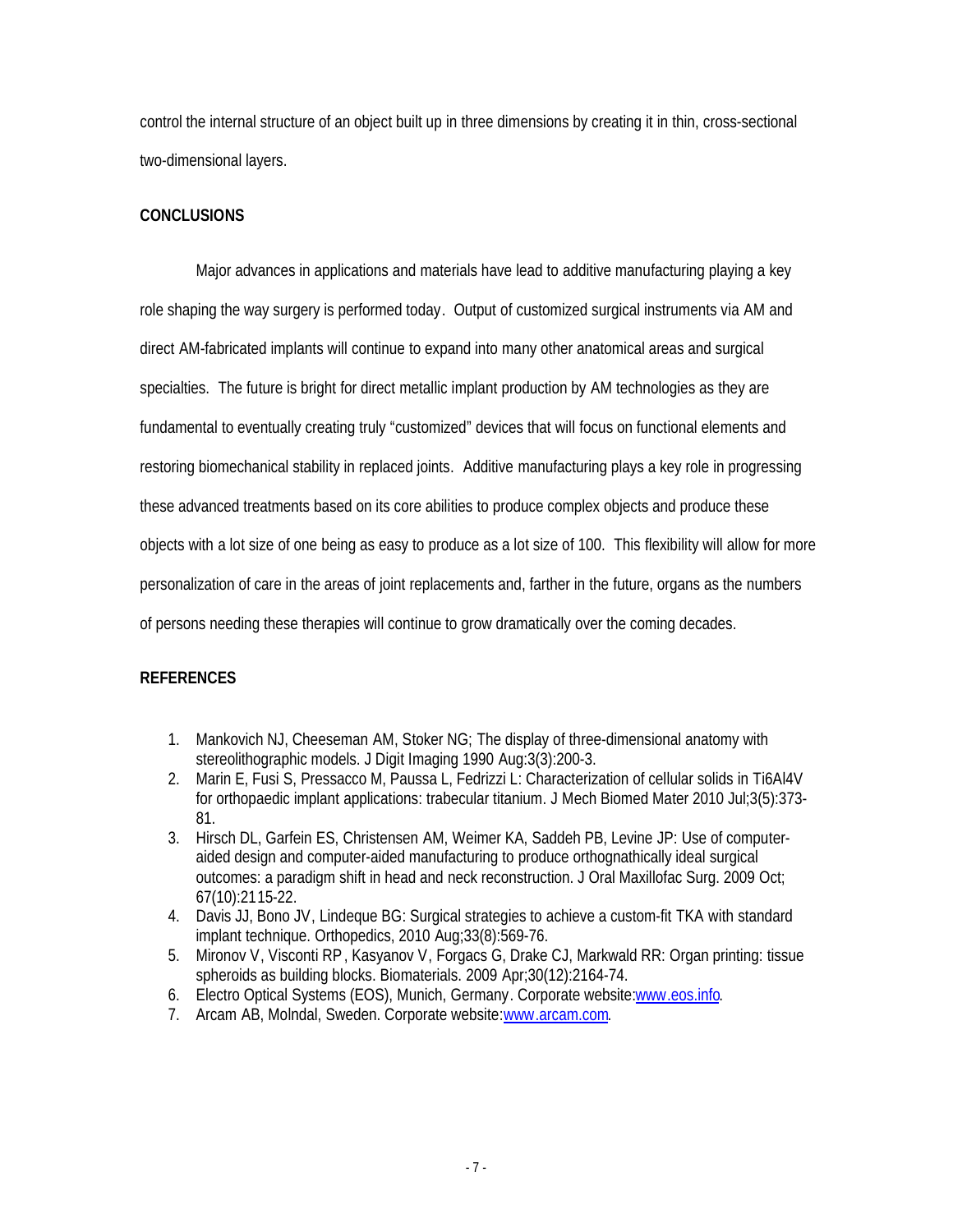control the internal structure of an object built up in three dimensions by creating it in thin, cross-sectional two-dimensional layers.

## CONCLUSIONS

Major advances in applications and materials have lead to additive manufacturing playing a key role shaping the way surgery is performed today. Output of customized surgical instruments via AM and direct AM-fabricated implants will continue to expand into many other anatomical areas and surgical specialties. The future is bright for direct metallic implant production by AM technologies as they are fundamental to eventually creating truly "customized" devices that will focus on functional elements and restoring biomechanical stability in replaced joints. Additive manufacturing plays a key role in progressing these advanced treatments based on its core abilities to produce complex objects and produce these objects with a lot size of one being as easy to produce as a lot size of 100. This flexibility will allow for more personalization of care in the areas of joint replacements and, farther in the future, organs as the numbers of persons needing these therapies will continue to grow dramatically over the coming decades.

## REFERENCES

1. Mankovich NJ, Cheeseman AM, Stoker NG; The display of three-dimensional anatomy with stereolithographic models. J Digit Imaging 1990 Aug:3(3):200-3.
2. Marin E, Fusi S, Pressacco M, Paussa L, Fedrizzi L: Characterization of cellular solids in Ti6Al4V for orthopaedic implant applications: trabecular titanium. J Mech Biomed Mater 2010 Jul;3(5):373-81.
3. Hirsch DL, Garfein ES, Christensen AM, Weimer KA, Saddeh PB, Levine JP: Use of computer-aided design and computer-aided manufacturing to produce orthognathically ideal surgical outcomes: a paradigm shift in head and neck reconstruction. J Oral Maxillofac Surg. 2009 Oct; 67(10):2115-22.
4. Davis JJ, Bono JV, Lindeque BG: Surgical strategies to achieve a custom-fit TKA with standard implant technique. Orthopedics, 2010 Aug;33(8):569-76.
5. Mironov V, Visconti RP, Kasyanov V, Forgacs G, Drake CJ, Markwald RR: Organ printing: tissue spheroids as building blocks. Biomaterials. 2009 Apr;30(12):2164-74.
6. Electro Optical Systems (EOS), Munich, Germany. Corporate website:www.eos.info.
7. Arcam AB, Molndal, Sweden. Corporate website:www.arcam.com.